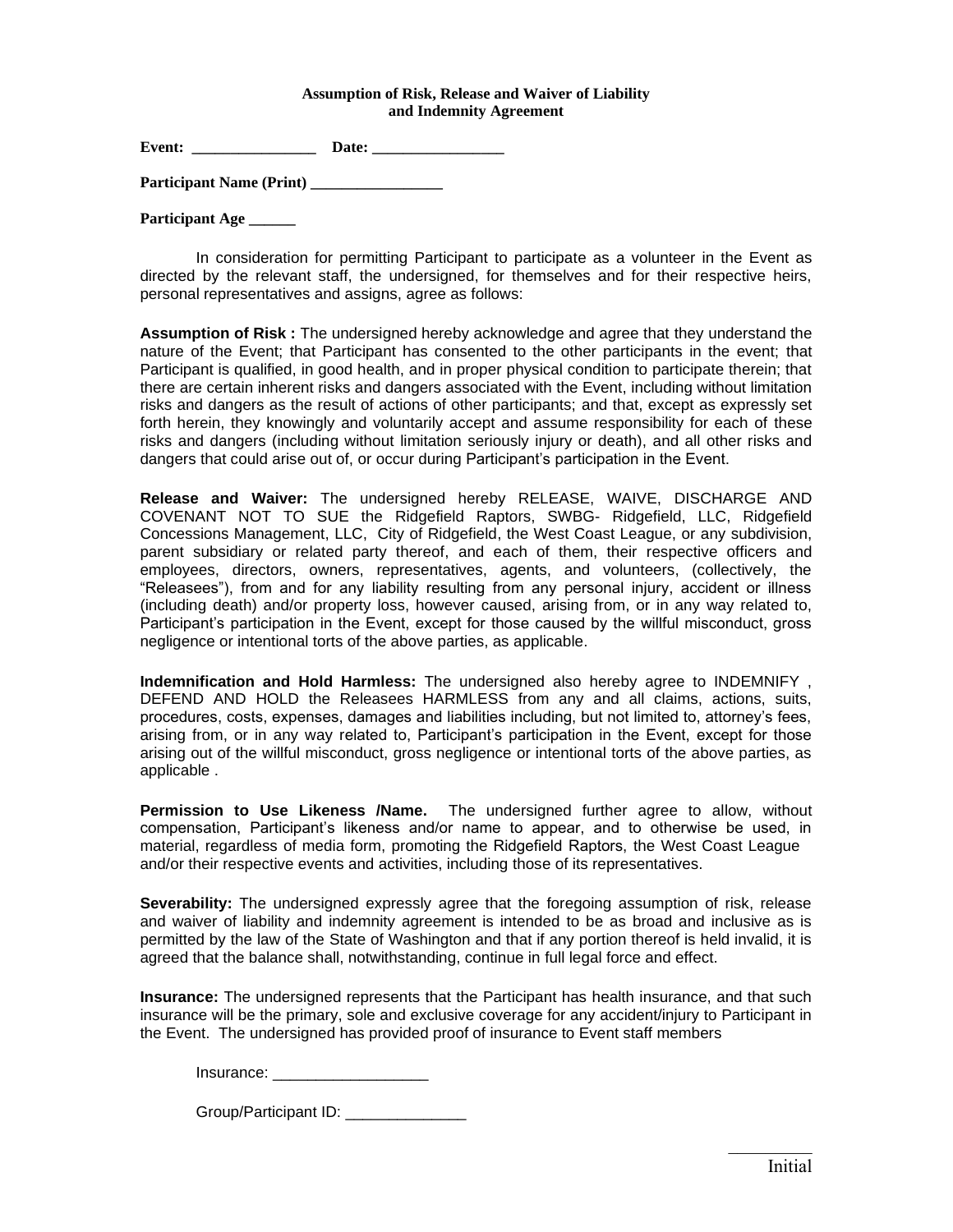**Assumption of Risk, Release and Waiver of Liability and Indemnity Agreement**

**Event: ________________ Date: _________________**

**Participant Name (Print) _________________**

**Participant Age ______**

In consideration for permitting Participant to participate as a volunteer in the Event as directed by the relevant staff, the undersigned, for themselves and for their respective heirs, personal representatives and assigns, agree as follows:

**Assumption of Risk :** The undersigned hereby acknowledge and agree that they understand the nature of the Event; that Participant has consented to the other participants in the event; that Participant is qualified, in good health, and in proper physical condition to participate therein; that there are certain inherent risks and dangers associated with the Event, including without limitation risks and dangers as the result of actions of other participants; and that, except as expressly set forth herein, they knowingly and voluntarily accept and assume responsibility for each of these risks and dangers (including without limitation seriously injury or death), and all other risks and dangers that could arise out of, or occur during Participant's participation in the Event.

**Release and Waiver:** The undersigned hereby RELEASE, WAIVE, DISCHARGE AND COVENANT NOT TO SUE the Ridgefield Raptors, SWBG- Ridgefield, LLC, Ridgefield Concessions Management, LLC, City of Ridgefield, the West Coast League, or any subdivision, parent subsidiary or related party thereof, and each of them, their respective officers and employees, directors, owners, representatives, agents, and volunteers, (collectively, the "Releasees"), from and for any liability resulting from any personal injury, accident or illness (including death) and/or property loss, however caused, arising from, or in any way related to, Participant's participation in the Event, except for those caused by the willful misconduct, gross negligence or intentional torts of the above parties, as applicable.

**Indemnification and Hold Harmless:** The undersigned also hereby agree to INDEMNIFY , DEFEND AND HOLD the Releasees HARMLESS from any and all claims, actions, suits, procedures, costs, expenses, damages and liabilities including, but not limited to, attorney's fees, arising from, or in any way related to, Participant's participation in the Event, except for those arising out of the willful misconduct, gross negligence or intentional torts of the above parties, as applicable .

**Permission to Use Likeness /Name.** The undersigned further agree to allow, without compensation, Participant's likeness and/or name to appear, and to otherwise be used, in material, regardless of media form, promoting the Ridgefield Raptors, the West Coast League and/or their respective events and activities, including those of its representatives.

**Severability:** The undersigned expressly agree that the foregoing assumption of risk, release and waiver of liability and indemnity agreement is intended to be as broad and inclusive as is permitted by the law of the State of Washington and that if any portion thereof is held invalid, it is agreed that the balance shall, notwithstanding, continue in full legal force and effect.

**Insurance:** The undersigned represents that the Participant has health insurance, and that such insurance will be the primary, sole and exclusive coverage for any accident/injury to Participant in the Event. The undersigned has provided proof of insurance to Event staff members

Insurance: ___________________

Group/Participant ID: ______________

__________
Initial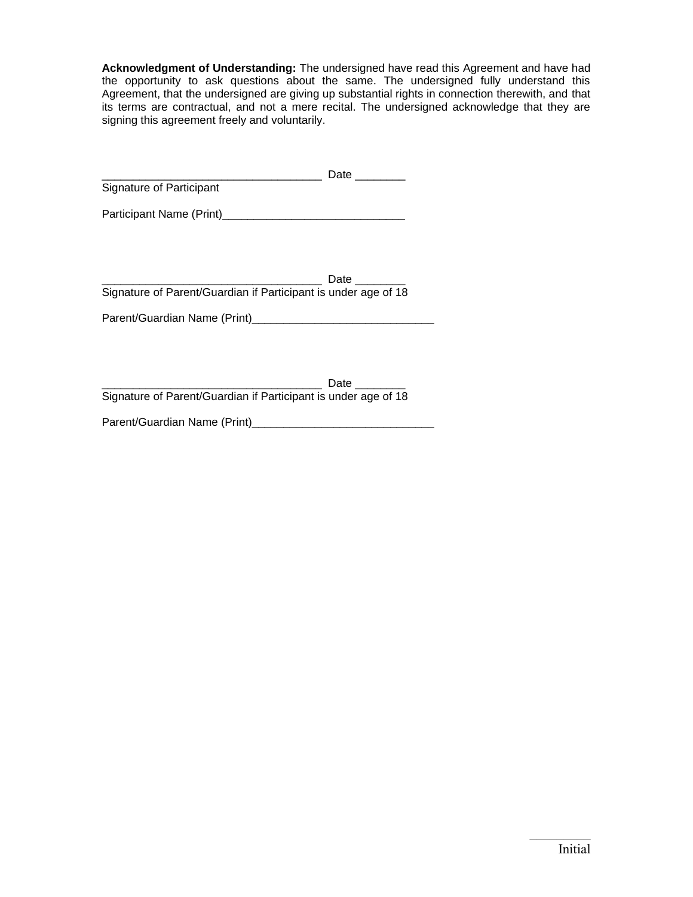**Acknowledgment of Understanding:** The undersigned have read this Agreement and have had the opportunity to ask questions about the same. The undersigned fully understand this Agreement, that the undersigned are giving up substantial rights in connection therewith, and that its terms are contractual, and not a mere recital. The undersigned acknowledge that they are signing this agreement freely and voluntarily.

___________________________________ Date ________
Signature of Participant

Participant Name (Print)_____________________________

___________________________________ Date ________
Signature of Parent/Guardian if Participant is under age of 18

Parent/Guardian Name (Print)_____________________________

___________________________________ Date ________
Signature of Parent/Guardian if Participant is under age of 18

Parent/Guardian Name (Print)_____________________________

_________
Initial